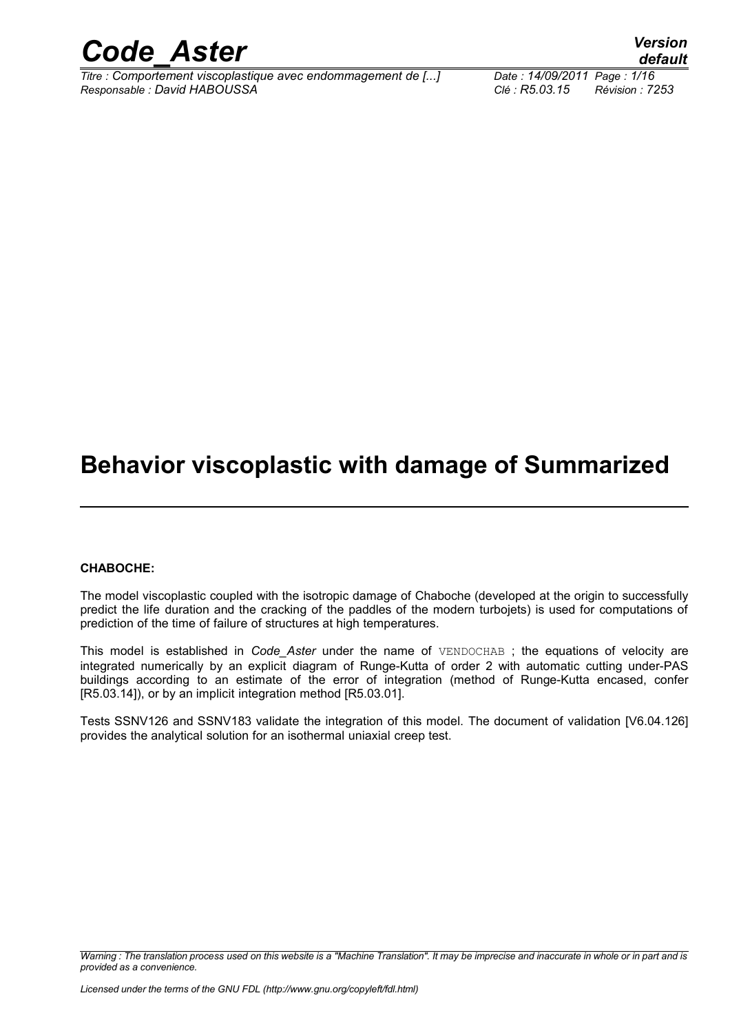# Behavior viscoplastic with damage of Summarized

**CHABOCHE:**

The model viscoplastic coupled with the isotropic damage of Chaboche (developed at the origin to successfully predict the life duration and the cracking of the paddles of the modern turbojets) is used for computations of prediction of the time of failure of structures at high temperatures.

This model is established in *Code_Aster* under the name of VENDOCHAB ; the equations of velocity are integrated numerically by an explicit diagram of Runge-Kutta of order 2 with automatic cutting under-PAS buildings according to an estimate of the error of integration (method of Runge-Kutta encased, confer [R5.03.14]), or by an implicit integration method [R5.03.01].

Tests SSNV126 and SSNV183 validate the integration of this model. The document of validation [V6.04.126] provides the analytical solution for an isothermal uniaxial creep test.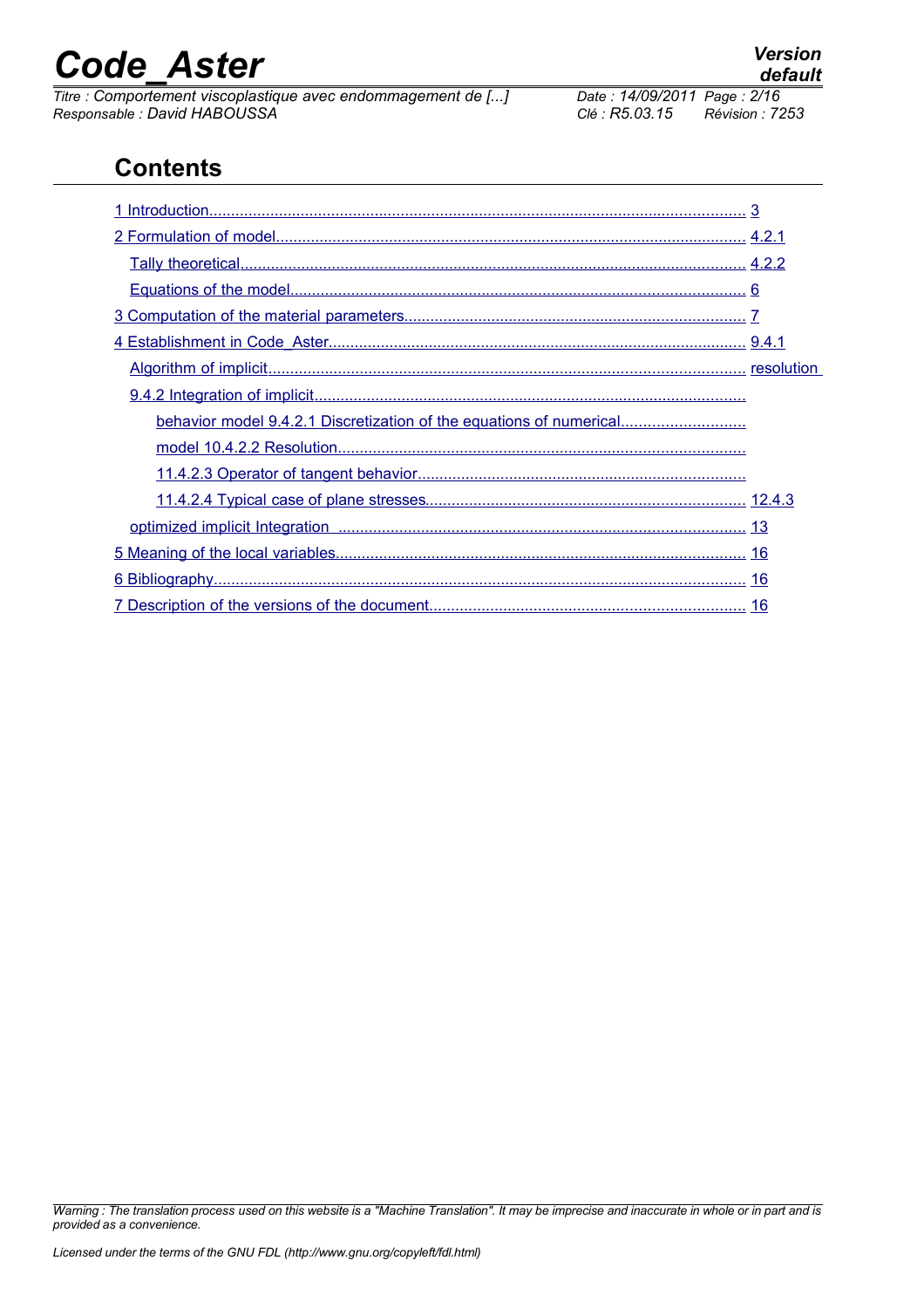## Contents

1 Introduction........................................................................................................................ 3

2 Formulation of model......................................................................................................... 4.2.1

Tally theoretical.................................................................................................................. 4.2.2

Equations of the model....................................................................................................... 6

3 Computation of the material parameters........................................................................... 7

4 Establishment in Code_Aster............................................................................................. 9.4.1

Algorithm of implicit........................................................................................................... resolution

9.4.2 Integration of implicit.................................................................................................

behavior model 9.4.2.1 Discretization of the equations of numerical..............................

model 10.4.2.2 Resolution...............................................................................................

11.4.2.3 Operator of tangent behavior.................................................................................

11.4.2.4 Typical case of plane stresses.................................................................................. 12.4.3

optimized implicit Integration ............................................................................................. 13

5 Meaning of the local variables............................................................................................ 16

6 Bibliography........................................................................................................................ 16

7 Description of the versions of the document...................................................................... 16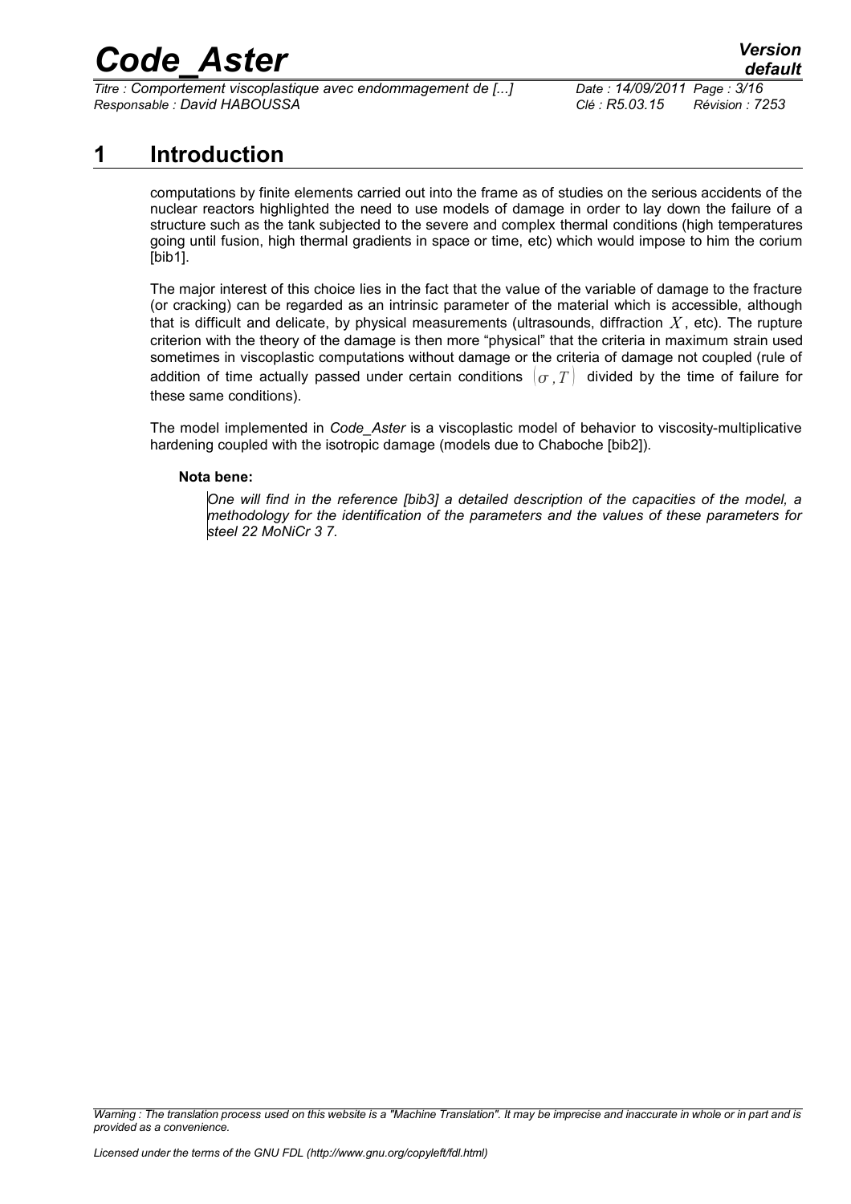# 1 Introduction

computations by finite elements carried out into the frame as of studies on the serious accidents of the nuclear reactors highlighted the need to use models of damage in order to lay down the failure of a structure such as the tank subjected to the severe and complex thermal conditions (high temperatures going until fusion, high thermal gradients in space or time, etc) which would impose to him the corium [bib1].

The major interest of this choice lies in the fact that the value of the variable of damage to the fracture (or cracking) can be regarded as an intrinsic parameter of the material which is accessible, although that is difficult and delicate, by physical measurements (ultrasounds, diffraction $X$, etc). The rupture criterion with the theory of the damage is then more "physical" that the criteria in maximum strain used sometimes in viscoplastic computations without damage or the criteria of damage not coupled (rule of addition of time actually passed under certain conditions $(\sigma, T)$ divided by the time of failure for these same conditions).

The model implemented in *Code_Aster* is a viscoplastic model of behavior to viscosity-multiplicative hardening coupled with the isotropic damage (models due to Chaboche [bib2]).

**Nota bene:**

*One will find in the reference [bib3] a detailed description of the capacities of the model, a methodology for the identification of the parameters and the values of these parameters for steel 22 MoNiCr 3 7.*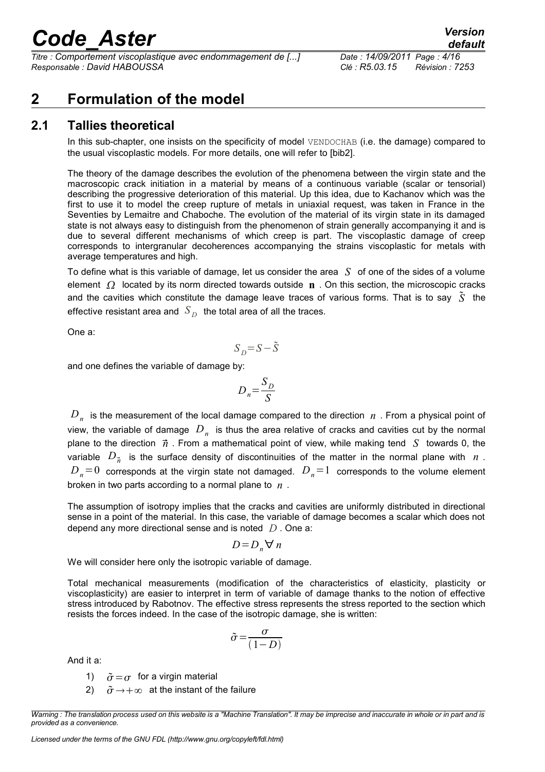# 2 Formulation of the model

## 2.1 Tallies theoretical

In this sub-chapter, one insists on the specificity of model VENDOCHAB (i.e. the damage) compared to the usual viscoplastic models. For more details, one will refer to [bib2].

The theory of the damage describes the evolution of the phenomena between the virgin state and the macroscopic crack initiation in a material by means of a continuous variable (scalar or tensorial) describing the progressive deterioration of this material. Up this idea, due to Kachanov which was the first to use it to model the creep rupture of metals in uniaxial request, was taken in France in the Seventies by Lemaitre and Chaboche. The evolution of the material of its virgin state in its damaged state is not always easy to distinguish from the phenomenon of strain generally accompanying it and is due to several different mechanisms of which creep is part. The viscoplastic damage of creep corresponds to intergranular decoherences accompanying the strains viscoplastic for metals with average temperatures and high.

To define what is this variable of damage, let us consider the area $S$ of one of the sides of a volume element $\Omega$ located by its norm directed towards outside $\mathbf{n}$. On this section, the microscopic cracks and the cavities which constitute the damage leave traces of various forms. That is to say $\tilde{S}$ the effective resistant area and $S_D$ the total area of all the traces.

One a:

$$S_D = S - \tilde{S}$$

and one defines the variable of damage by:

$$D_n = \frac{S_D}{S}$$

$D_n$ is the measurement of the local damage compared to the direction $n$. From a physical point of view, the variable of damage $D_n$ is thus the area relative of cracks and cavities cut by the normal plane to the direction $\vec{n}$. From a mathematical point of view, while making tend $S$ towards 0, the variable $D_{\vec{n}}$ is the surface density of discontinuities of the matter in the normal plane with $n$. $D_n = 0$ corresponds at the virgin state not damaged. $D_n = 1$ corresponds to the volume element broken in two parts according to a normal plane to $n$.

The assumption of isotropy implies that the cracks and cavities are uniformly distributed in directional sense in a point of the material. In this case, the variable of damage becomes a scalar which does not depend any more directional sense and is noted $D$. One a:

$$D = D_n \forall\, n$$

We will consider here only the isotropic variable of damage.

Total mechanical measurements (modification of the characteristics of elasticity, plasticity or viscoplasticity) are easier to interpret in term of variable of damage thanks to the notion of effective stress introduced by Rabotnov. The effective stress represents the stress reported to the section which resists the forces indeed. In the case of the isotropic damage, she is written:

$$\tilde{\sigma} = \frac{\sigma}{(1-D)}$$

And it a:

1) $\tilde{\sigma} = \sigma$ for a virgin material
2) $\tilde{\sigma} \rightarrow +\infty$ at the instant of the failure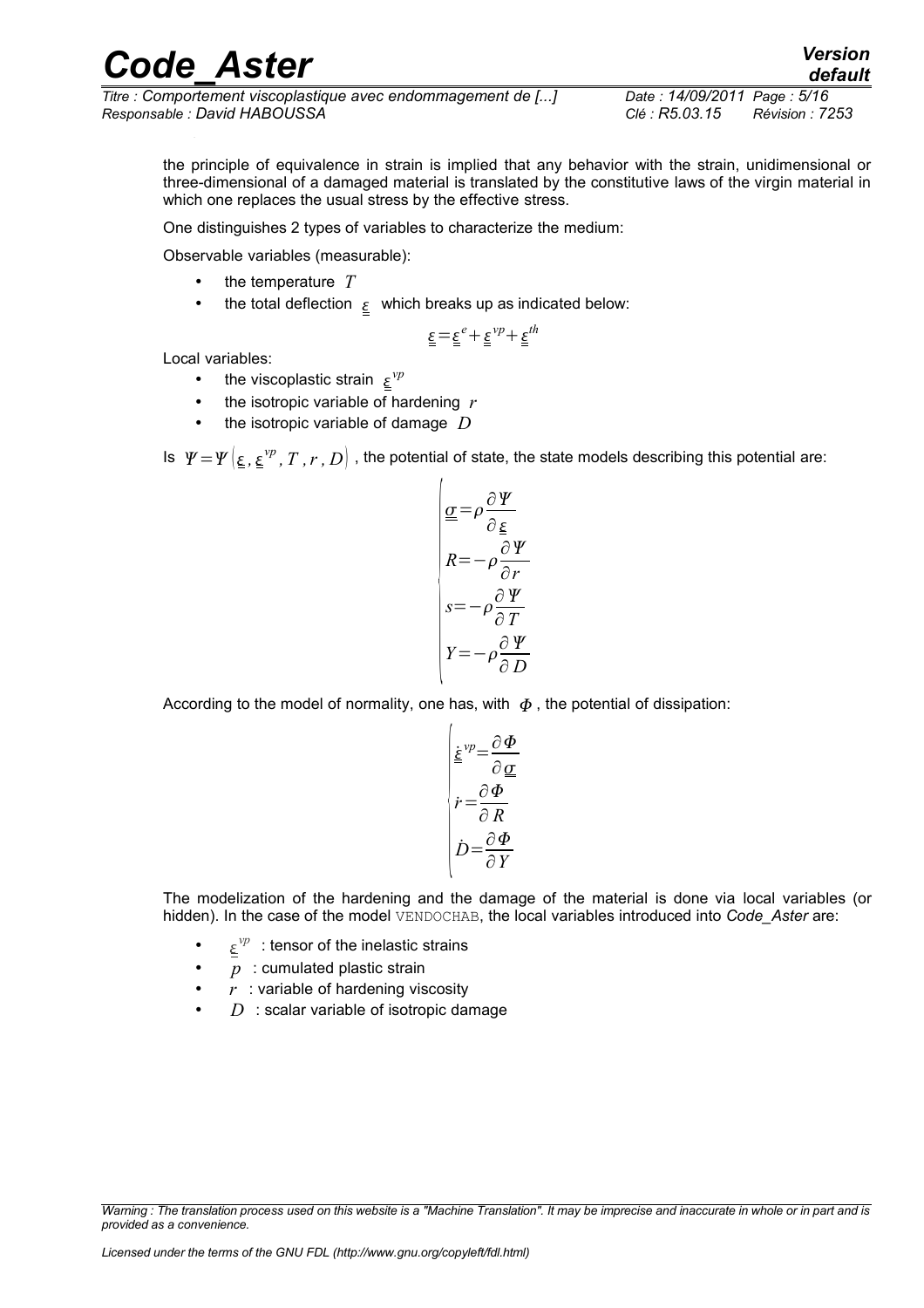the principle of equivalence in strain is implied that any behavior with the strain, unidimensional or three-dimensional of a damaged material is translated by the constitutive laws of the virgin material in which one replaces the usual stress by the effective stress.

One distinguishes 2 types of variables to characterize the medium:

Observable variables (measurable):

- the temperature $T$
- the total deflection $\underline{\underline{\varepsilon}}$ which breaks up as indicated below:

$$\underline{\underline{\varepsilon}}=\underline{\underline{\varepsilon}}^{e}+\underline{\underline{\varepsilon}}^{vp}+\underline{\underline{\varepsilon}}^{th}$$

Local variables:

- the viscoplastic strain $\underline{\underline{\varepsilon}}^{vp}$
- the isotropic variable of hardening $r$
- the isotropic variable of damage $D$

Is $\Psi=\Psi\left(\underline{\underline{\varepsilon}},\underline{\underline{\varepsilon}}^{vp},T,r,D\right)$, the potential of state, the state models describing this potential are:

$$\begin{cases}\underline{\underline{\sigma}}=\rho\dfrac{\partial\Psi}{\partial\underline{\underline{\varepsilon}}}\\ R=-\rho\dfrac{\partial\Psi}{\partial r}\\ s=-\rho\dfrac{\partial\Psi}{\partial T}\\ Y=-\rho\dfrac{\partial\Psi}{\partial D}\end{cases}$$

According to the model of normality, one has, with $\Phi$, the potential of dissipation:

$$\begin{cases}\underline{\underline{\dot{\varepsilon}}}^{vp}=\dfrac{\partial\Phi}{\partial\underline{\underline{\sigma}}}\\ \dot{r}=\dfrac{\partial\Phi}{\partial R}\\ \dot{D}=\dfrac{\partial\Phi}{\partial Y}\end{cases}$$

The modelization of the hardening and the damage of the material is done via local variables (or hidden). In the case of the model VENDOCHAB, the local variables introduced into *Code_Aster* are:

- $\underline{\underline{\varepsilon}}^{vp}$ : tensor of the inelastic strains
- $p$ : cumulated plastic strain
- $r$ : variable of hardening viscosity
- $D$ : scalar variable of isotropic damage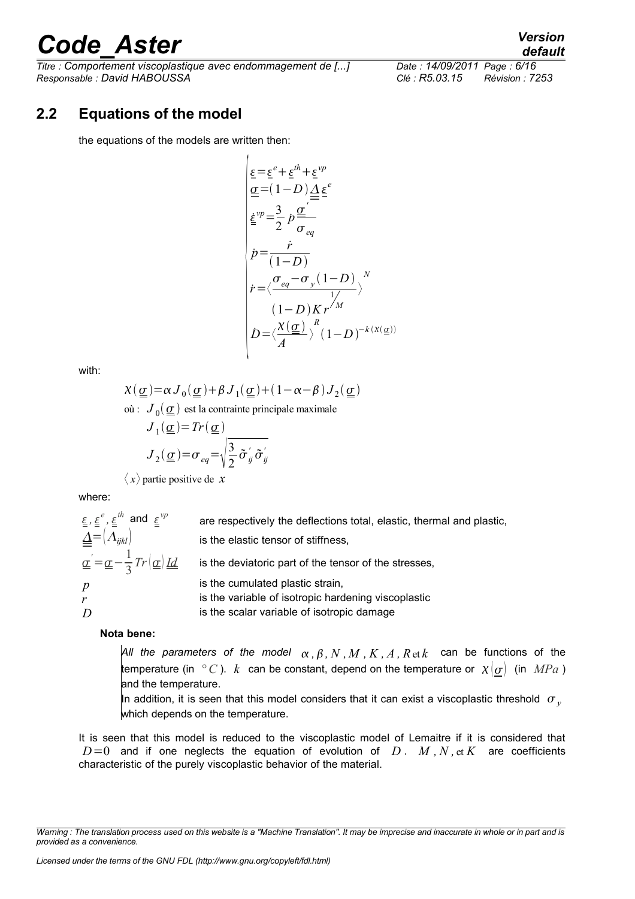## 2.2 Equations of the model

the equations of the models are written then:

$$
\begin{cases}
\underline{\varepsilon}=\underline{\varepsilon}^{e}+\underline{\varepsilon}^{th}+\underline{\varepsilon}^{vp} \\
\underline{\sigma}=(1-D)\underline{\underline{\Lambda}}\,\underline{\varepsilon}^{e} \\
\underline{\dot{\varepsilon}}^{vp}=\dfrac{3}{2}\,\dot{p}\dfrac{\underline{\sigma}'}{\sigma_{eq}} \\
\dot{p}=\dfrac{\dot{r}}{(1-D)} \\
\dot{r}=\left\langle \dfrac{\sigma_{eq}-\sigma_{y}(1-D)}{(1-D)K\,r^{1/M}} \right\rangle^{N} \\
\dot{D}=\left\langle \dfrac{\chi(\underline{\sigma})}{A} \right\rangle^{R}(1-D)^{-k(\chi(\underline{\sigma}))}
\end{cases}
$$

with:

$$\chi(\underline{\sigma})=\alpha J_{0}(\underline{\sigma})+\beta J_{1}(\underline{\sigma})+(1-\alpha-\beta)J_{2}(\underline{\sigma})$$

où : $J_{0}(\underline{\sigma})$ est la contrainte principale maximale

$$J_{1}(\underline{\sigma})=Tr(\underline{\sigma})$$

$$J_{2}(\underline{\sigma})=\sigma_{eq}=\sqrt{\frac{3}{2}\tilde{\sigma}'_{ij}\tilde{\sigma}'_{ij}}$$

$\langle x \rangle$ partie positive de $x$

where:

| | |
|---|---|
| $\underline{\varepsilon}$, $\underline{\varepsilon}^{e}$, $\underline{\varepsilon}^{th}$ and $\underline{\varepsilon}^{vp}$ | are respectively the deflections total, elastic, thermal and plastic, |
| $\underline{\underline{\Lambda}}=(\Lambda_{ijkl})$ | is the elastic tensor of stiffness, |
| $\underline{\sigma}'=\underline{\sigma}-\frac{1}{3}Tr(\underline{\sigma})\underline{Id}$ | is the deviatoric part of the tensor of the stresses, |
| $p$ | is the cumulated plastic strain, |
| $r$ | is the variable of isotropic hardening viscoplastic |
| $D$ | is the scalar variable of isotropic damage |

**Nota bene:**

*All the parameters of the model* $\alpha, \beta, N, M, K, A, R$ et $k$ can be functions of the temperature (in $°C$). $k$ can be constant, depend on the temperature or $\chi(\underline{\sigma})$ (in $MPa$) and the temperature.

In addition, it is seen that this model considers that it can exist a viscoplastic threshold $\sigma_{y}$ which depends on the temperature.

It is seen that this model is reduced to the viscoplastic model of Lemaitre if it is considered that $D=0$ and if one neglects the equation of evolution of $D$. $M, N$, et $K$ are coefficients characteristic of the purely viscoplastic behavior of the material.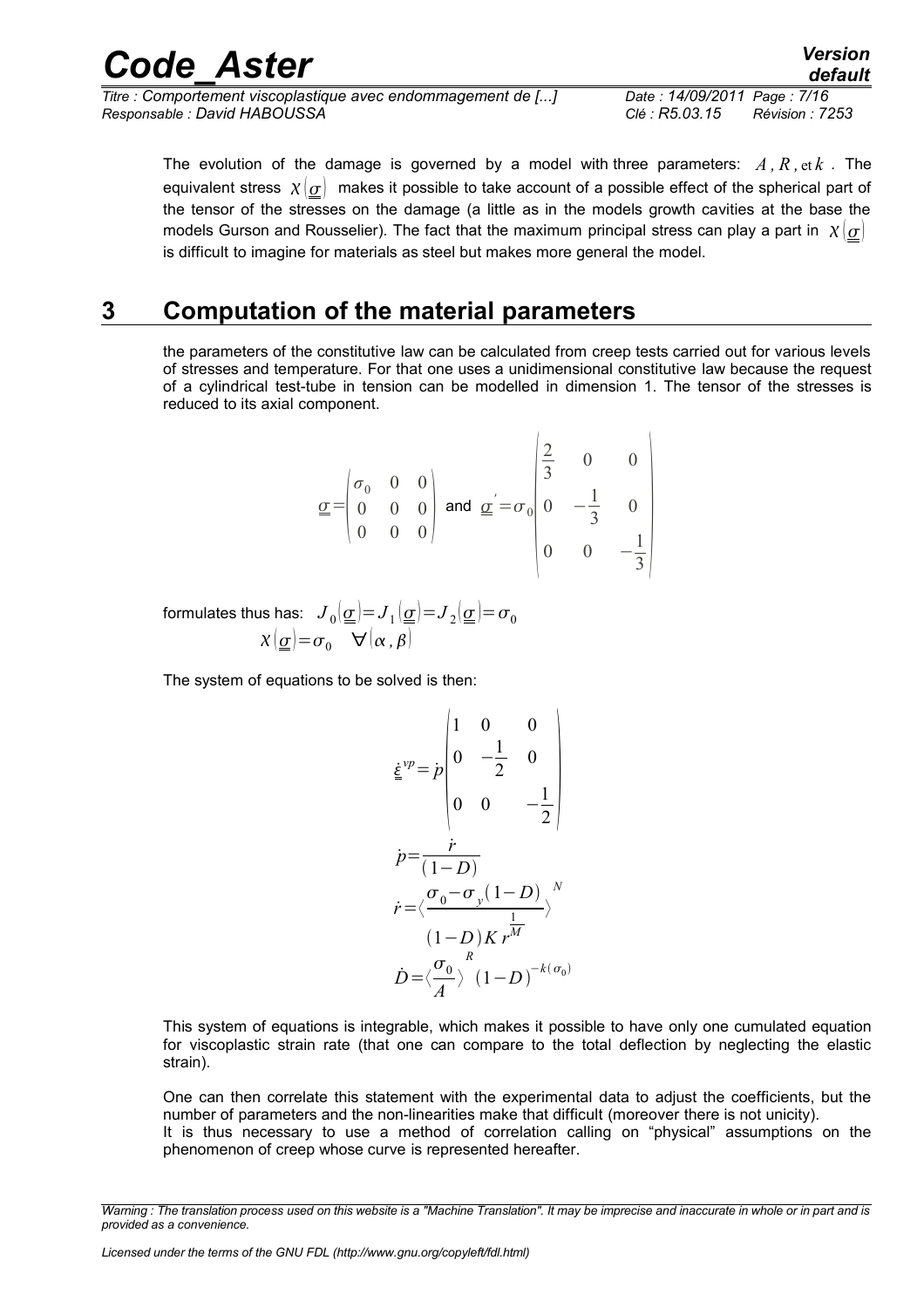The evolution of the damage is governed by a model with three parameters: $A, R$, et $k$. The equivalent stress $\chi(\underline{\underline{\sigma}})$ makes it possible to take account of a possible effect of the spherical part of the tensor of the stresses on the damage (a little as in the models growth cavities at the base the models Gurson and Rousselier). The fact that the maximum principal stress can play a part in $\chi(\underline{\underline{\sigma}})$ is difficult to imagine for materials as steel but makes more general the model.

# 3 Computation of the material parameters

the parameters of the constitutive law can be calculated from creep tests carried out for various levels of stresses and temperature. For that one uses a unidimensional constitutive law because the request of a cylindrical test-tube in tension can be modelled in dimension 1. The tensor of the stresses is reduced to its axial component.

$$\underline{\underline{\sigma}}=\begin{pmatrix}\sigma_0 & 0 & 0\\ 0 & 0 & 0\\ 0 & 0 & 0\end{pmatrix} \text{ and } \underline{\underline{\sigma}}'=\sigma_0\begin{pmatrix}\frac{2}{3} & 0 & 0\\ 0 & -\frac{1}{3} & 0\\ 0 & 0 & -\frac{1}{3}\end{pmatrix}$$

formulates thus has: $J_0(\underline{\underline{\sigma}})=J_1(\underline{\underline{\sigma}})=J_2(\underline{\underline{\sigma}})=\sigma_0$

$$\chi(\underline{\underline{\sigma}})=\sigma_0 \quad \forall(\alpha,\beta)$$

The system of equations to be solved is then:

$$\underline{\underline{\dot{\varepsilon}}}^{vp}=\dot{p}\begin{pmatrix}1 & 0 & 0\\ 0 & -\frac{1}{2} & 0\\ 0 & 0 & -\frac{1}{2}\end{pmatrix}$$

$$\dot{p}=\frac{\dot{r}}{(1-D)}$$

$$\dot{r}=\left\langle\frac{\sigma_0-\sigma_y(1-D)}{(1-D)K\, r^{\frac{1}{M}}}\right\rangle^N$$

$$\dot{D}=\left\langle\frac{\sigma_0}{A}\right\rangle^R(1-D)^{-k(\sigma_0)}$$

This system of equations is integrable, which makes it possible to have only one cumulated equation for viscoplastic strain rate (that one can compare to the total deflection by neglecting the elastic strain).

One can then correlate this statement with the experimental data to adjust the coefficients, but the number of parameters and the non-linearities make that difficult (moreover there is not unicity). It is thus necessary to use a method of correlation calling on "physical" assumptions on the phenomenon of creep whose curve is represented hereafter.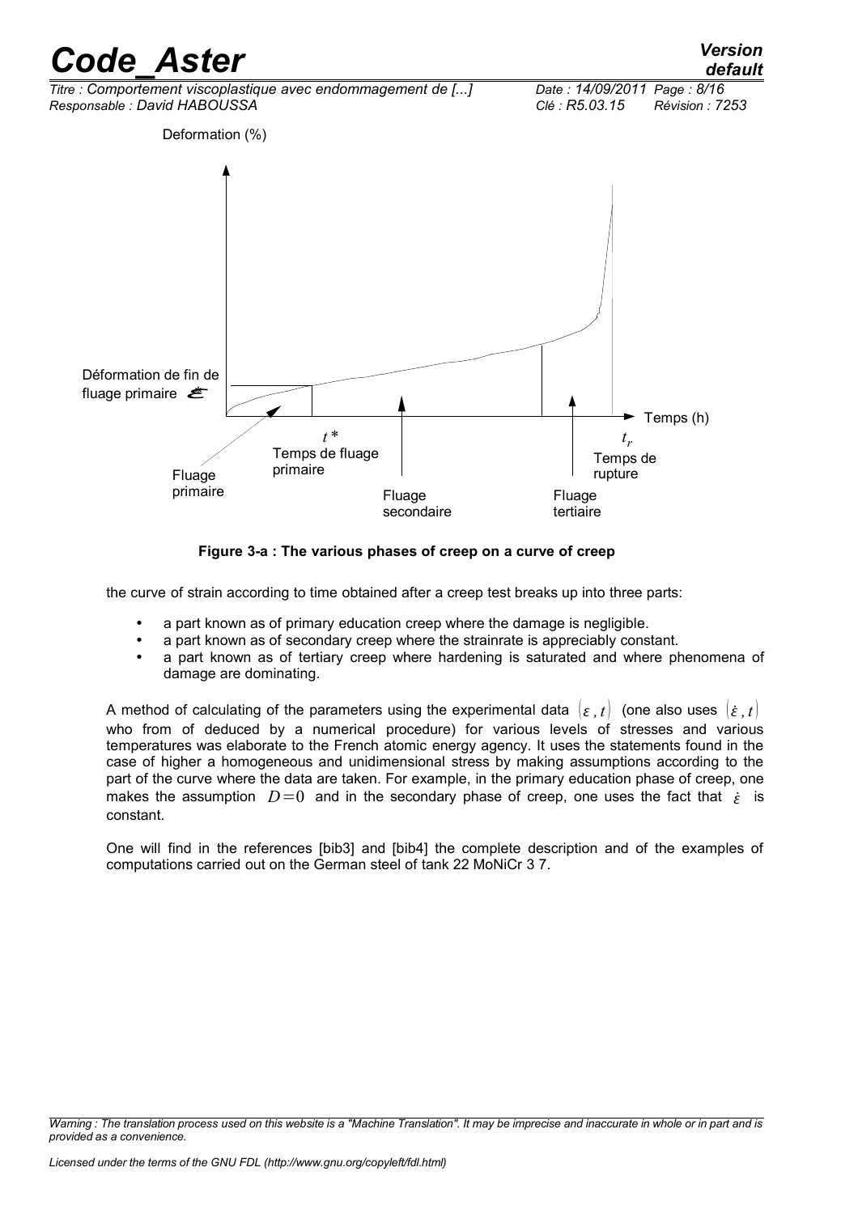Figure 3-a : The various phases of creep on a curve of creep

the curve of strain according to time obtained after a creep test breaks up into three parts:

- a part known as of primary education creep where the damage is negligible.
- a part known as of secondary creep where the strainrate is appreciably constant.
- a part known as of tertiary creep where hardening is saturated and where phenomena of damage are dominating.

A method of calculating of the parameters using the experimental data $(\varepsilon, t)$ (one also uses $(\dot{\varepsilon}, t)$ who from of deduced by a numerical procedure) for various levels of stresses and various temperatures was elaborate to the French atomic energy agency. It uses the statements found in the case of higher a homogeneous and unidimensional stress by making assumptions according to the part of the curve where the data are taken. For example, in the primary education phase of creep, one makes the assumption $D=0$ and in the secondary phase of creep, one uses the fact that $\dot{\varepsilon}$ is constant.

One will find in the references [bib3] and [bib4] the complete description and of the examples of computations carried out on the German steel of tank 22 MoNiCr 3 7.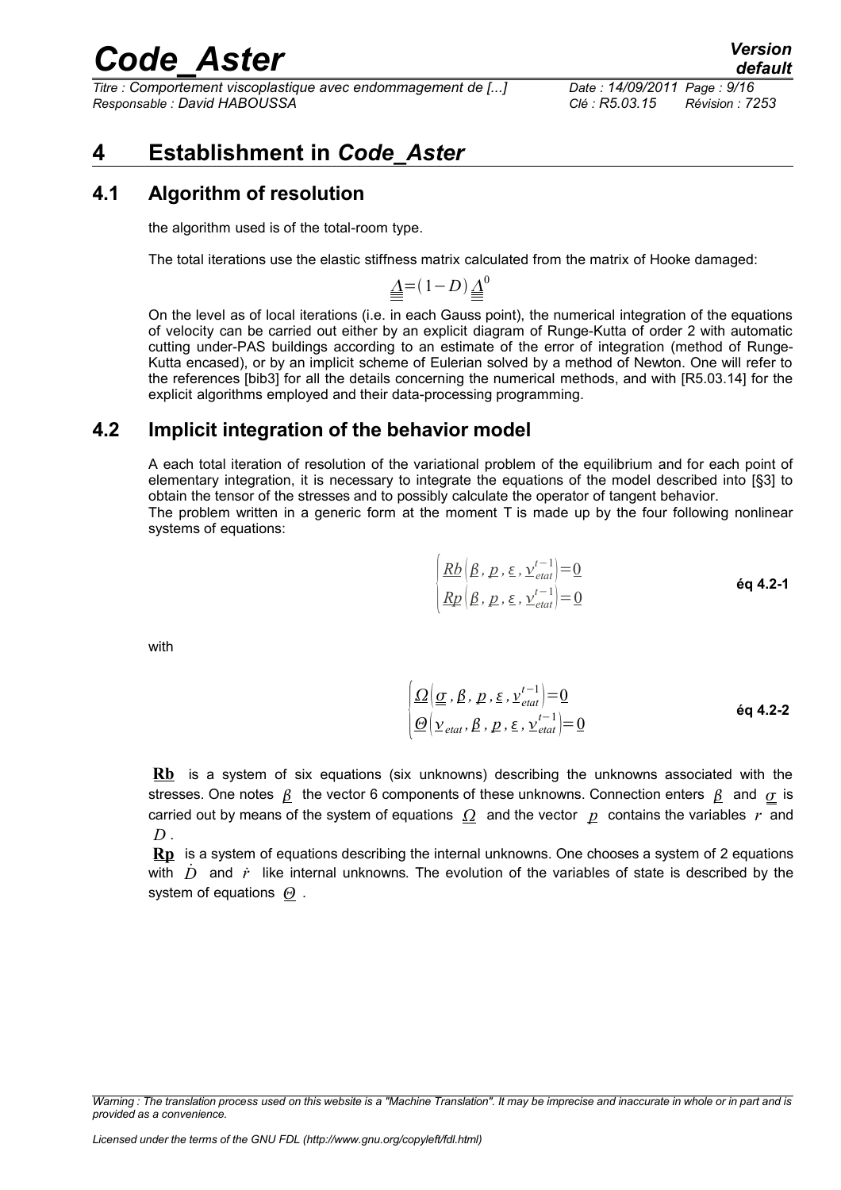# 4 Establishment in *Code_Aster*

## 4.1 Algorithm of resolution

the algorithm used is of the total-room type.

The total iterations use the elastic stiffness matrix calculated from the matrix of Hooke damaged:

$$\underline{\underline{\Lambda}}=(1-D)\underline{\underline{\Lambda}}^0$$

On the level as of local iterations (i.e. in each Gauss point), the numerical integration of the equations of velocity can be carried out either by an explicit diagram of Runge-Kutta of order 2 with automatic cutting under-PAS buildings according to an estimate of the error of integration (method of Runge-Kutta encased), or by an implicit scheme of Eulerian solved by a method of Newton. One will refer to the references [bib3] for all the details concerning the numerical methods, and with [R5.03.14] for the explicit algorithms employed and their data-processing programming.

## 4.2 Implicit integration of the behavior model

A each total iteration of resolution of the variational problem of the equilibrium and for each point of elementary integration, it is necessary to integrate the equations of the model described into [§3] to obtain the tensor of the stresses and to possibly calculate the operator of tangent behavior.
The problem written in a generic form at the moment T is made up by the four following nonlinear systems of equations:

$$\begin{cases} \underline{Rb}\left(\underline{\beta}, \underline{p}, \underline{\varepsilon}, \underline{\nu}_{etat}^{t-1}\right)=\underline{0} \\ \underline{Rp}\left(\underline{\beta}, \underline{p}, \underline{\varepsilon}, \underline{\nu}_{etat}^{t-1}\right)=\underline{0} \end{cases} \quad \text{éq 4.2-1}$$

with

$$\begin{cases} \underline{\Omega}\left(\underline{\sigma}, \underline{\beta}, \underline{p}, \underline{\varepsilon}, \underline{\nu}_{etat}^{t-1}\right)=\underline{0} \\ \underline{\Theta}\left(\underline{\nu}_{etat}, \underline{\beta}, \underline{p}, \underline{\varepsilon}, \underline{\nu}_{etat}^{t-1}\right)=\underline{0} \end{cases} \quad \text{éq 4.2-2}$$

$\underline{\mathbf{Rb}}$ is a system of six equations (six unknowns) describing the unknowns associated with the stresses. One notes $\underline{\beta}$ the vector 6 components of these unknowns. Connection enters $\underline{\beta}$ and $\underline{\sigma}$ is carried out by means of the system of equations $\underline{\Omega}$ and the vector $\underline{p}$ contains the variables $r$ and $D$.

$\underline{\mathbf{Rp}}$ is a system of equations describing the internal unknowns. One chooses a system of 2 equations with $\dot{D}$ and $\dot{r}$ like internal unknowns. The evolution of the variables of state is described by the system of equations $\underline{\Theta}$.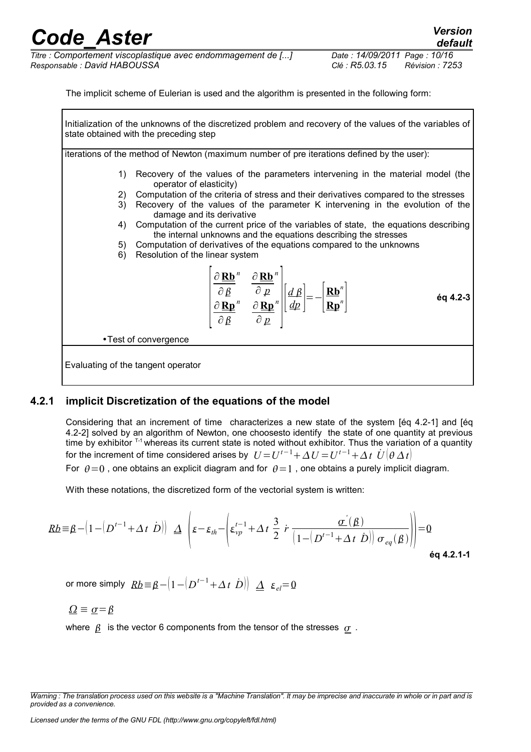The implicit scheme of Eulerian is used and the algorithm is presented in the following form:

Initialization of the unknowns of the discretized problem and recovery of the values of the variables of state obtained with the preceding step

iterations of the method of Newton (maximum number of pre iterations defined by the user):

1) Recovery of the values of the parameters intervening in the material model (the operator of elasticity)
2) Computation of the criteria of stress and their derivatives compared to the stresses
3) Recovery of the values of the parameter K intervening in the evolution of the damage and its derivative
4) Computation of the current price of the variables of state, the equations describing the internal unknowns and the equations describing the stresses
5) Computation of derivatives of the equations compared to the unknowns
6) Resolution of the linear system

$$\begin{bmatrix} \dfrac{\partial \mathbf{Rb}^n}{\partial \underline{\beta}} & \dfrac{\partial \mathbf{Rb}^n}{\partial \underline{p}} \\ \dfrac{\partial \mathbf{Rp}^n}{\partial \underline{\beta}} & \dfrac{\partial \mathbf{Rp}^n}{\partial \underline{p}} \end{bmatrix} \begin{bmatrix} \underline{d\beta} \\ \underline{dp} \end{bmatrix} = -\begin{bmatrix} \mathbf{Rb}^n \\ \mathbf{Rp}^n \end{bmatrix} \quad \text{éq 4.2-3}$$

• Test of convergence

Evaluating of the tangent operator

### 4.2.1 implicit Discretization of the equations of the model

Considering that an increment of time characterizes a new state of the system [éq 4.2-1] and [éq 4.2-2] solved by an algorithm of Newton, one choosesto identify the state of one quantity at previous time by exhibitor $^{T-1}$ whereas its current state is noted without exhibitor. Thus the variation of a quantity for the increment of time considered arises by $U = U^{t-1} + \Delta U = U^{t-1} + \Delta t \ \dot{U}(\theta \Delta t)$

For $\theta = 0$, one obtains an explicit diagram and for $\theta = 1$, one obtains a purely implicit diagram.

With these notations, the discretized form of the vectorial system is written:

$$\underline{Rb} \equiv \underline{\beta} - \left(1 - \left(D^{t-1} + \Delta t \ \dot{D}\right)\right) \ \underline{\Lambda} \ \left(\varepsilon - \varepsilon_{th} - \left(\varepsilon_{vp}^{t-1} + \Delta t \ \frac{3}{2} \ \dot{r} \ \frac{\underline{\sigma}'(\underline{\beta})}{\left(1 - \left(D^{t-1} + \Delta t \ \dot{D}\right)\right) \sigma_{eq}(\underline{\beta})}\right)\right) = \underline{0} \quad \text{éq 4.2.1-1}$$

or more simply $\underline{Rb} \equiv \underline{\beta} - \left(1 - \left(D^{t-1} + \Delta t \ \dot{D}\right)\right) \ \underline{\Lambda} \ \varepsilon_{el} = \underline{0}$

$\underline{\Omega} \equiv \underline{\sigma} = \underline{\beta}$

where $\underline{\beta}$ is the vector 6 components from the tensor of the stresses $\underline{\underline{\sigma}}$.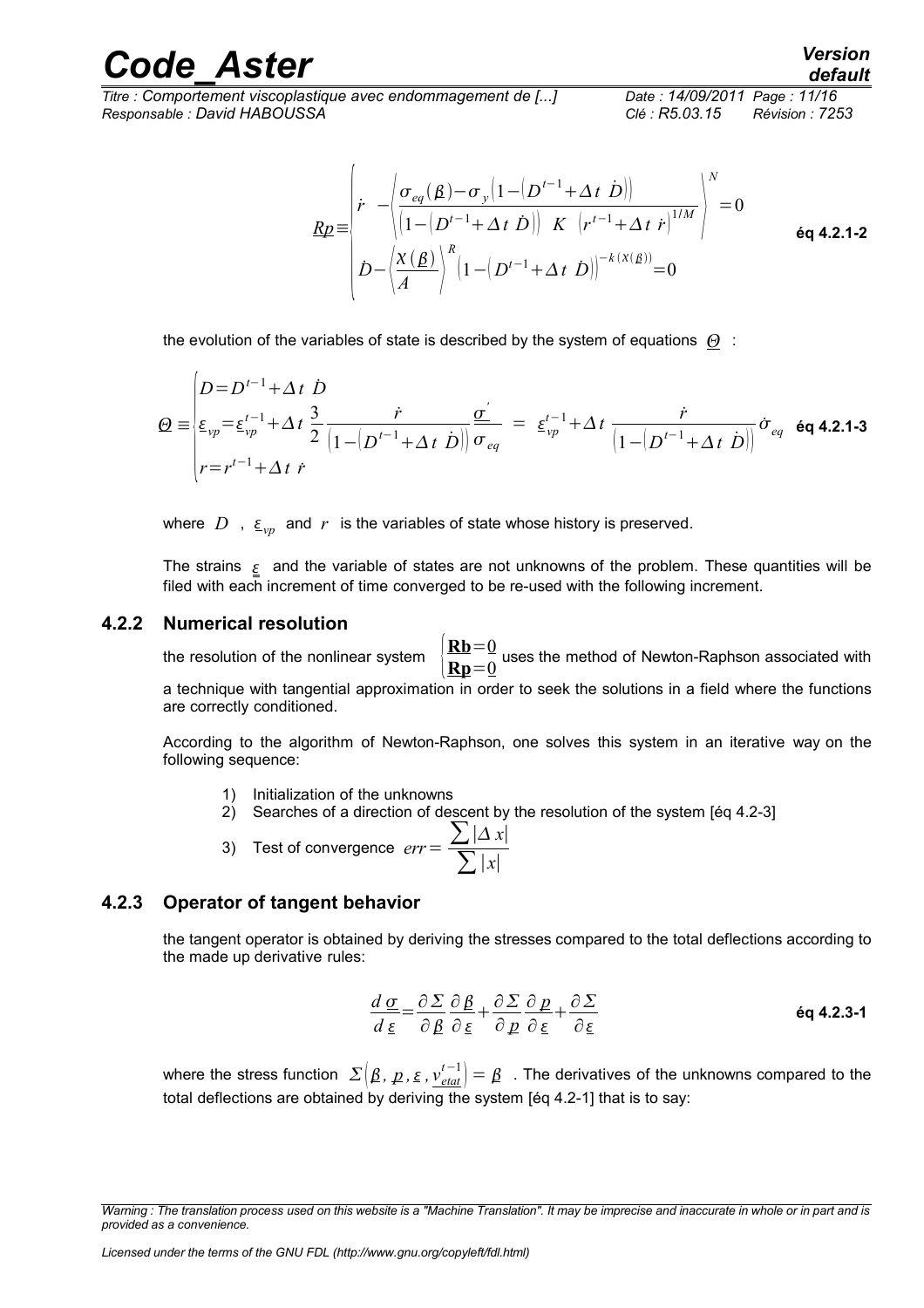$$\underline{Rp} \equiv \begin{cases} \dot{r} - \left\langle \dfrac{\sigma_{eq}(\underline{\beta}) - \sigma_y \left(1 - \left(D^{t-1} + \Delta t\ \dot{D}\right)\right)}{\left(1 - \left(D^{t-1} + \Delta t\ \dot{D}\right)\right)\ K\ \left(r^{t-1} + \Delta t\ \dot{r}\right)^{1/M}} \right\rangle^N = 0 \\ \dot{D} - \left\langle \dfrac{\chi(\underline{\beta})}{A} \right\rangle^R \left(1 - \left(D^{t-1} + \Delta t\ \dot{D}\right)\right)^{-k(\chi(\underline{\beta}))} = 0 \end{cases} \qquad \text{éq 4.2.1-2}$$

the evolution of the variables of state is described by the system of equations $\underline{\Theta}$ :

$$\underline{\Theta} \equiv \begin{cases} D = D^{t-1} + \Delta t\ \dot{D} \\ \underline{\varepsilon}_{vp} = \underline{\varepsilon}_{vp}^{t-1} + \Delta t\ \dfrac{3}{2} \dfrac{\dot{r}}{\left(1 - \left(D^{t-1} + \Delta t\ \dot{D}\right)\right)} \dfrac{\underline{\sigma}^{'}}{\sigma_{eq}} = \underline{\varepsilon}_{vp}^{t-1} + \Delta t\ \dfrac{\dot{r}}{\left(1 - \left(D^{t-1} + \Delta t\ \dot{D}\right)\right)} \dot{\sigma}_{eq} \\ r = r^{t-1} + \Delta t\ \dot{r} \end{cases} \qquad \text{éq 4.2.1-3}$$

where $D$ , $\underline{\varepsilon}_{vp}$ and $r$ is the variables of state whose history is preserved.

The strains $\underline{\varepsilon}$ and the variable of states are not unknowns of the problem. These quantities will be filed with each increment of time converged to be re-used with the following increment.

### 4.2.2 Numerical resolution

the resolution of the nonlinear system $\begin{cases} \underline{\mathbf{Rb}} = \underline{0} \\ \underline{\mathbf{Rp}} = \underline{0} \end{cases}$ uses the method of Newton-Raphson associated with a technique with tangential approximation in order to seek the solutions in a field where the functions are correctly conditioned.

According to the algorithm of Newton-Raphson, one solves this system in an iterative way on the following sequence:

1) Initialization of the unknowns
2) Searches of a direction of descent by the resolution of the system [éq 4.2-3]
3) Test of convergence $err = \dfrac{\sum |\Delta x|}{\sum |x|}$

### 4.2.3 Operator of tangent behavior

the tangent operator is obtained by deriving the stresses compared to the total deflections according to the made up derivative rules:

$$\frac{d\,\underline{\sigma}}{d\,\underline{\varepsilon}} = \frac{\partial \Sigma}{\partial \underline{\beta}} \frac{\partial \underline{\beta}}{\partial \underline{\varepsilon}} + \frac{\partial \Sigma}{\partial \underline{p}} \frac{\partial \underline{p}}{\partial \underline{\varepsilon}} + \frac{\partial \Sigma}{\partial \underline{\varepsilon}} \qquad \text{éq 4.2.3-1}$$

where the stress function $\Sigma\left(\underline{\beta}, \underline{p}, \underline{\varepsilon}, \underline{v_{etat}^{t-1}}\right) = \underline{\beta}$ . The derivatives of the unknowns compared to the total deflections are obtained by deriving the system [éq 4.2-1] that is to say: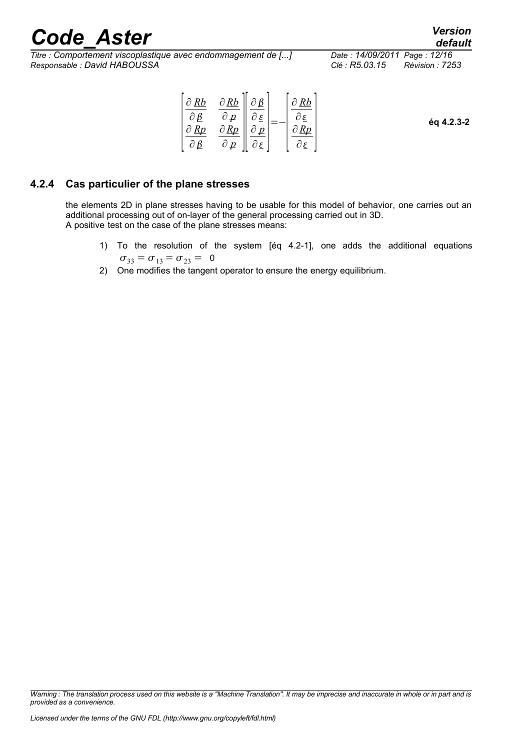$$\begin{bmatrix} \frac{\partial \underline{Rb}}{\partial \underline{\beta}} & \frac{\partial \underline{Rb}}{\partial \underline{p}} \\ \frac{\partial \underline{Rp}}{\partial \underline{\beta}} & \frac{\partial \underline{Rp}}{\partial \underline{p}} \end{bmatrix} \begin{bmatrix} \frac{\partial \underline{\beta}}{\partial \underline{\varepsilon}} \\ \frac{\partial \underline{p}}{\partial \underline{\varepsilon}} \end{bmatrix} = - \begin{bmatrix} \frac{\partial \underline{Rb}}{\partial \underline{\varepsilon}} \\ \frac{\partial \underline{Rp}}{\partial \underline{\varepsilon}} \end{bmatrix} \qquad \textbf{éq 4.2.3-2}$$

### 4.2.4 Cas particulier of the plane stresses

the elements 2D in plane stresses having to be usable for this model of behavior, one carries out an additional processing out of on-layer of the general processing carried out in 3D.
A positive test on the case of the plane stresses means:

1) To the resolution of the system [éq 4.2-1], one adds the additional equations $\sigma_{33} = \sigma_{13} = \sigma_{23} = 0$
2) One modifies the tangent operator to ensure the energy equilibrium.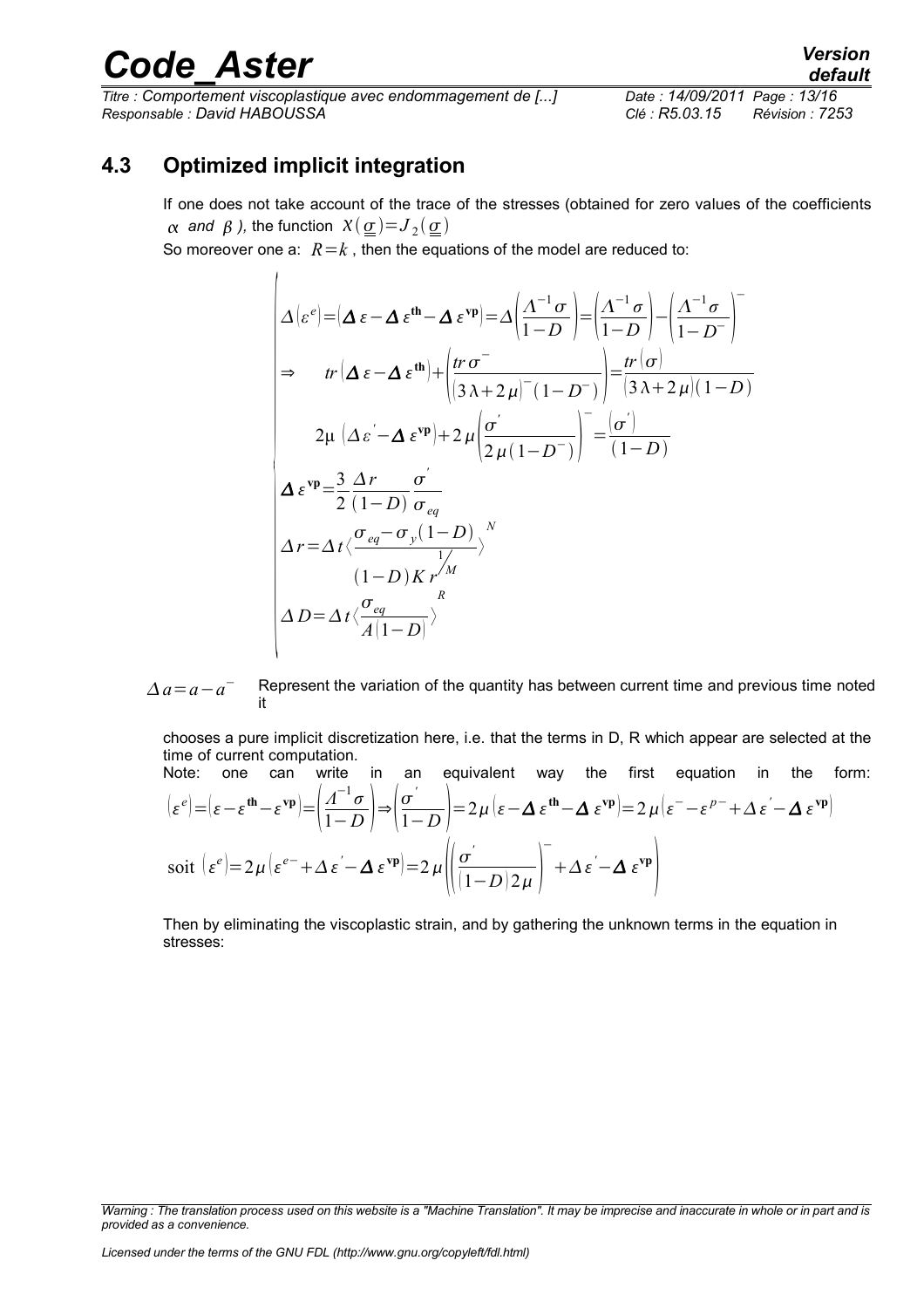## 4.3 Optimized implicit integration

If one does not take account of the trace of the stresses (obtained for zero values of the coefficients $\alpha$ *and* $\beta$ *),* the function $X(\underline{\underline{\sigma}})=J_2(\underline{\underline{\sigma}})$

So moreover one a: $R=k$ , then the equations of the model are reduced to:

$$
\begin{cases}
\Delta(\varepsilon^e)=(\boldsymbol{\Delta}\,\varepsilon-\boldsymbol{\Delta}\,\varepsilon^{\mathbf{th}}-\boldsymbol{\Delta}\,\varepsilon^{\mathbf{vp}})=\Delta\left(\dfrac{\Lambda^{-1}\sigma}{1-D}\right)=\left(\dfrac{\Lambda^{-1}\sigma}{1-D}\right)-\left(\dfrac{\Lambda^{-1}\sigma}{1-D^{-}}\right)^{-} \\
\Rightarrow \quad tr(\boldsymbol{\Delta}\,\varepsilon-\boldsymbol{\Delta}\,\varepsilon^{\mathbf{th}})+\left(\dfrac{tr\,\sigma^{-}}{(3\lambda+2\mu)^{-}(1-D^{-})}\right)=\dfrac{tr(\sigma)}{(3\lambda+2\mu)(1-D)} \\
\qquad 2\mu\,(\Delta\varepsilon^{'}-\boldsymbol{\Delta}\,\varepsilon^{\mathbf{vp}})+2\mu\left(\dfrac{\sigma^{'}}{2\mu(1-D^{-})}\right)^{-}=\dfrac{(\sigma^{'})}{(1-D)} \\
\boldsymbol{\Delta}\,\varepsilon^{\mathbf{vp}}=\dfrac{3}{2}\dfrac{\Delta r}{(1-D)}\dfrac{\sigma^{'}}{\sigma_{eq}} \\
\Delta r=\Delta t\left\langle\dfrac{\sigma_{eq}-\sigma_y(1-D)}{(1-D)K\,r^{1/M}}\right\rangle^{N} \\
\Delta D=\Delta t\left\langle\dfrac{\sigma_{eq}}{A(1-D)}\right\rangle^{R}
\end{cases}
$$

$\Delta a=a-a^{-}$ Represent the variation of the quantity has between current time and previous time noted it

chooses a pure implicit discretization here, i.e. that the terms in D, R which appear are selected at the time of current computation.

Note: one can write in an equivalent way the first equation in the form:

$$
(\varepsilon^e)=(\varepsilon-\varepsilon^{\mathbf{th}}-\varepsilon^{\mathbf{vp}})=\left(\frac{\Lambda^{-1}\sigma}{1-D}\right)\Rightarrow\left(\frac{\sigma^{'}}{1-D}\right)=2\mu(\varepsilon-\boldsymbol{\Delta}\,\varepsilon^{\mathbf{th}}-\boldsymbol{\Delta}\,\varepsilon^{\mathbf{vp}})=2\mu(\varepsilon^{-}-\varepsilon^{p-}+\Delta\varepsilon^{'}-\boldsymbol{\Delta}\,\varepsilon^{\mathbf{vp}})
$$

$$
\text{soit }(\varepsilon^e)=2\mu(\varepsilon^{e-}+\Delta\varepsilon^{'}-\boldsymbol{\Delta}\,\varepsilon^{\mathbf{vp}})=2\mu\left(\left(\frac{\sigma^{'}}{(1-D)2\mu}\right)^{-}+\Delta\varepsilon^{'}-\boldsymbol{\Delta}\,\varepsilon^{\mathbf{vp}}\right)
$$

Then by eliminating the viscoplastic strain, and by gathering the unknown terms in the equation in stresses: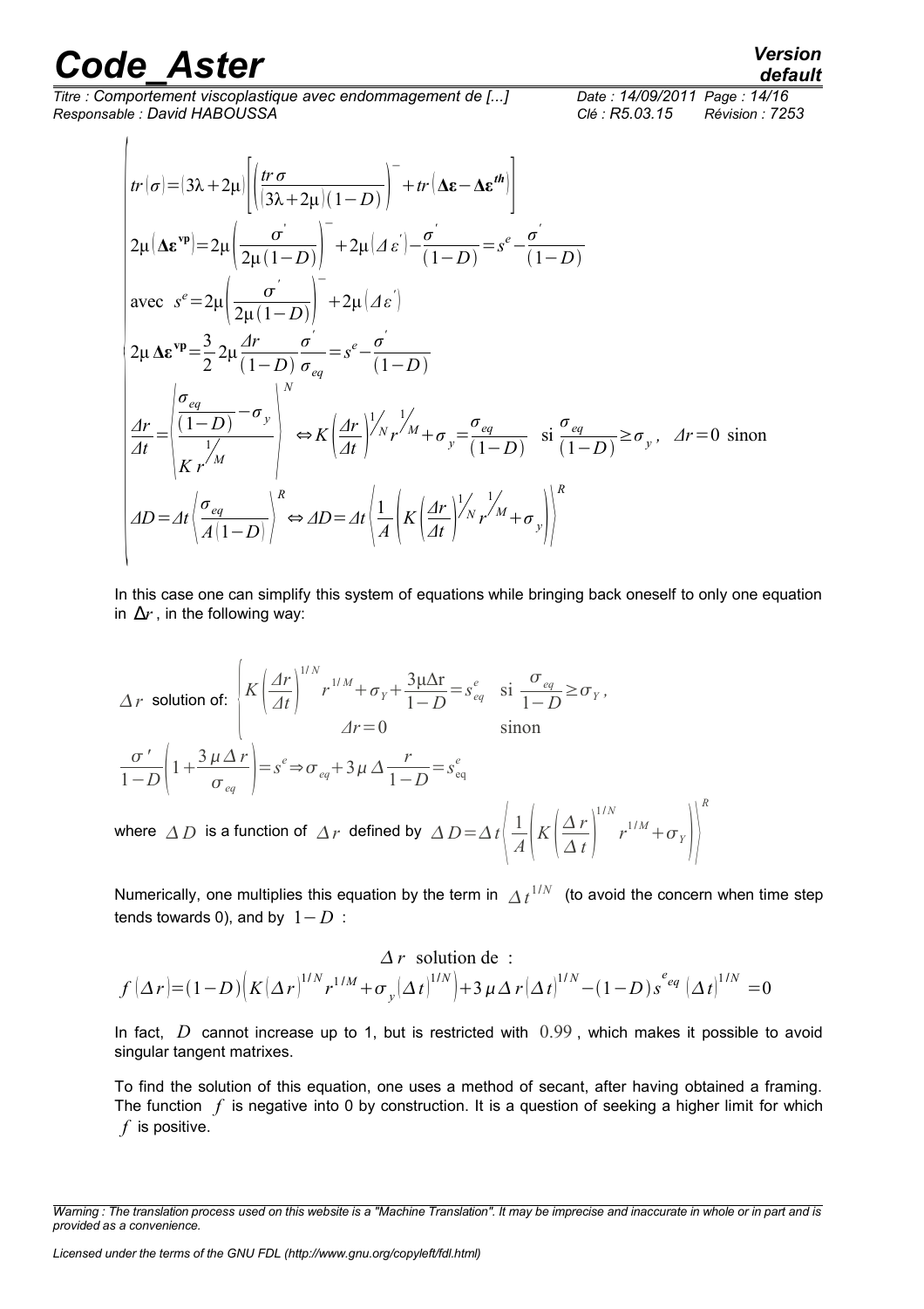$$
\begin{cases}
tr(\sigma)=(3\lambda+2\mu)\left[\left(\dfrac{tr\,\sigma}{(3\lambda+2\mu)(1-D)}\right)^{-}+tr\left(\boldsymbol{\Delta\varepsilon}-\boldsymbol{\Delta\varepsilon}^{th}\right)\right]\\[2ex]
2\mu\left(\boldsymbol{\Delta\varepsilon}^{\mathbf{vp}}\right)=2\mu\left(\dfrac{\sigma^{'}}{2\mu(1-D)}\right)^{-}+2\mu\left(\Delta\,\varepsilon^{'}\right)-\dfrac{\sigma^{'}}{(1-D)}=s^{e}-\dfrac{\sigma^{'}}{(1-D)}\\[2ex]
\text{avec }\ s^{e}=2\mu\left(\dfrac{\sigma^{'}}{2\mu(1-D)}\right)^{-}+2\mu\left(\Delta\varepsilon^{'}\right)\\[2ex]
2\mu\,\boldsymbol{\Delta\varepsilon}^{\mathbf{vp}}=\dfrac{3}{2}\,2\mu\dfrac{\Delta r}{(1-D)}\dfrac{\sigma^{'}}{\sigma_{eq}}=s^{e}-\dfrac{\sigma^{'}}{(1-D)}\\[2ex]
\dfrac{\Delta r}{\Delta t}=\left\langle\dfrac{\dfrac{\sigma_{eq}}{(1-D)}-\sigma_{y}}{K\,r^{1/M}}\right\rangle^{N}\Leftrightarrow K\left(\dfrac{\Delta r}{\Delta t}\right)^{1/N}r^{1/M}+\sigma_{y}=\dfrac{\sigma_{eq}}{(1-D)}\quad\text{si }\dfrac{\sigma_{eq}}{(1-D)}\geq\sigma_{y},\ \ \Delta r=0\ \text{sinon}\\[2ex]
\Delta D=\Delta t\left\langle\dfrac{\sigma_{eq}}{A(1-D)}\right\rangle^{R}\Leftrightarrow\Delta D=\Delta t\left\langle\dfrac{1}{A}\left(K\left(\dfrac{\Delta r}{\Delta t}\right)^{1/N}r^{1/M}+\sigma_{y}\right)\right\rangle^{R}
\end{cases}
$$

In this case one can simplify this system of equations while bringing back oneself to only one equation in $\Delta r$, in the following way:

$$
\Delta r\ \text{ solution of: }\ \begin{cases}K\left(\dfrac{\Delta r}{\Delta t}\right)^{1/N}r^{1/M}+\sigma_{Y}+\dfrac{3\mu\Delta r}{1-D}=s_{eq}^{e} & \text{si }\dfrac{\sigma_{eq}}{1-D}\geq\sigma_{Y},\\ \Delta r=0 & \text{sinon}\end{cases}
$$

$$
\frac{\sigma'}{1-D}\left(1+\frac{3\mu\Delta r}{\sigma_{eq}}\right)=s^{e}\Rightarrow\sigma_{eq}+3\mu\,\Delta\frac{r}{1-D}=s_{\text{eq}}^{e}
$$

where $\Delta D$ is a function of $\Delta r$ defined by $\Delta D=\Delta t\left\langle\dfrac{1}{A}\left(K\left(\dfrac{\Delta r}{\Delta t}\right)^{1/N}r^{1/M}+\sigma_{Y}\right)\right\rangle^{R}$

Numerically, one multiplies this equation by the term in $\Delta t^{1/N}$ (to avoid the concern when time step tends towards 0), and by $1-D$ :

$$
\Delta r\ \text{ solution de :}
$$

$$
f(\Delta r)=(1-D)\left(K(\Delta r)^{1/N}r^{1/M}+\sigma_{y}(\Delta t)^{1/N}\right)+3\mu\Delta r(\Delta t)^{1/N}-(1-D)s^{e}{}_{eq}(\Delta t)^{1/N}=0
$$

In fact, $D$ cannot increase up to 1, but is restricted with $0.99$, which makes it possible to avoid singular tangent matrixes.

To find the solution of this equation, one uses a method of secant, after having obtained a framing. The function $f$ is negative into 0 by construction. It is a question of seeking a higher limit for which $f$ is positive.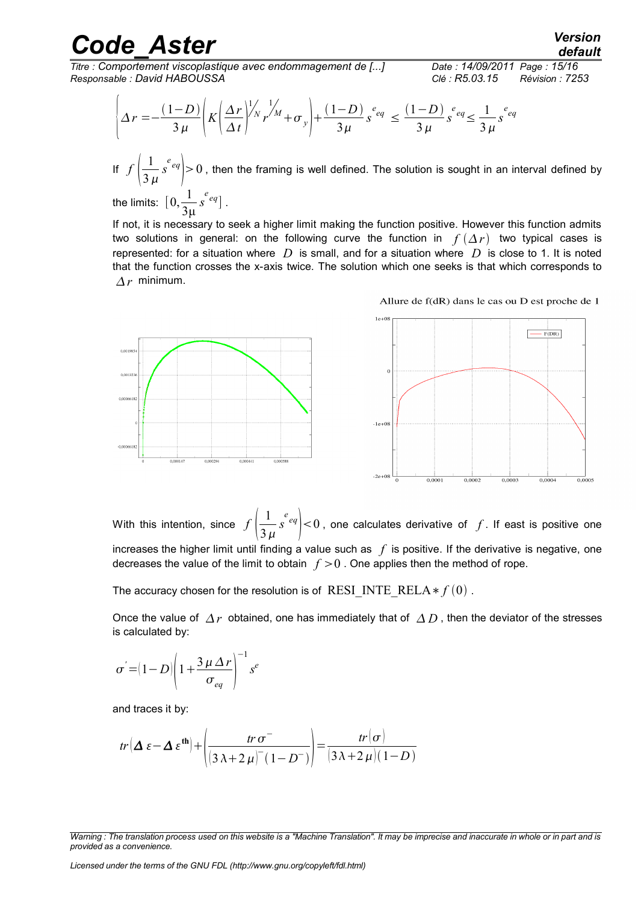$$\left\{\Delta r=-\frac{(1-D)}{3\mu}\left(K\left(\frac{\Delta r}{\Delta t}\right)^{1/N} r^{1/M}+\sigma_y\right)+\frac{(1-D)}{3\mu} s^{e}{}_{eq} \le \frac{(1-D)}{3\mu} s^{e}{}_{eq} \le \frac{1}{3\mu} s^{e}{}_{eq}\right.$$

If $f\left(\frac{1}{3\mu} s^{e}{}_{eq}\right)>0$, then the framing is well defined. The solution is sought in an interval defined by the limits: $[0,\frac{1}{3\mu} s^{e}{}_{eq}]$.

If not, it is necessary to seek a higher limit making the function positive. However this function admits two solutions in general: on the following curve the function in $f(\Delta r)$ two typical cases is represented: for a situation where $D$ is small, and for a situation where $D$ is close to 1. It is noted that the function crosses the x-axis twice. The solution which one seeks is that which corresponds to $\Delta r$ minimum.

Allure de f(dR) dans le cas ou D est proche de 1

With this intention, since $f\left(\frac{1}{3\mu} s^{e}{}_{eq}\right)<0$, one calculates derivative of $f$. If east is positive one increases the higher limit until finding a value such as $f$ is positive. If the derivative is negative, one decreases the value of the limit to obtain $f>0$. One applies then the method of rope.

The accuracy chosen for the resolution is of $\text{RESI\_INTE\_RELA} * f(0)$.

Once the value of $\Delta r$ obtained, one has immediately that of $\Delta D$, then the deviator of the stresses is calculated by:

$$\sigma' = (1-D)\left(1+\frac{3\mu\,\Delta r}{\sigma_{eq}}\right)^{-1} s^{e}$$

and traces it by:

$$tr(\Delta\varepsilon-\Delta\varepsilon^{\text{th}})+\left(\frac{tr\,\sigma^{-}}{(3\lambda+2\mu)^{-}(1-D^{-})}\right)=\frac{tr(\sigma)}{(3\lambda+2\mu)(1-D)}$$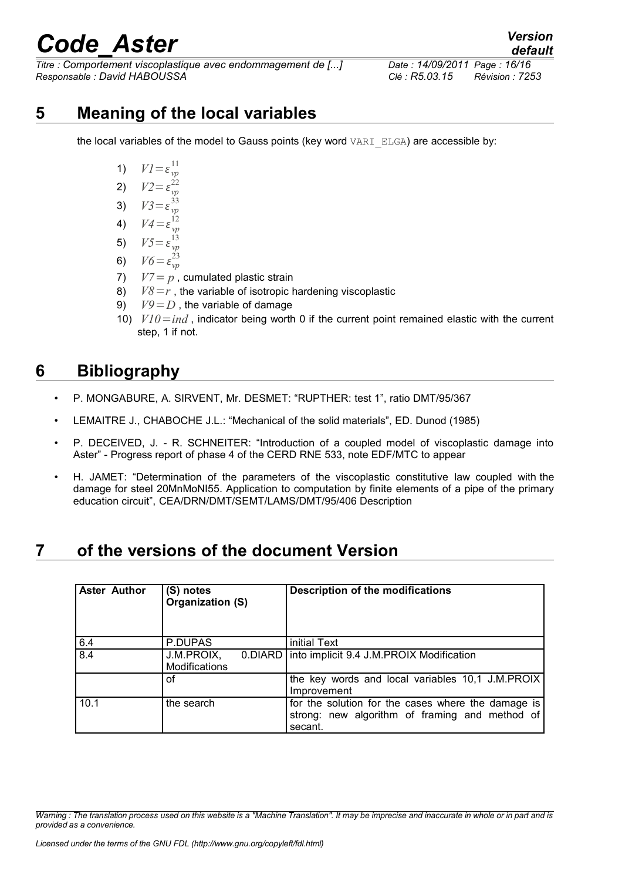## 5 Meaning of the local variables

the local variables of the model to Gauss points (key word VARI_ELGA) are accessible by:

1) $V1=\varepsilon_{vp}^{11}$
2) $V2=\varepsilon_{vp}^{22}$
3) $V3=\varepsilon_{vp}^{33}$
4) $V4=\varepsilon_{vp}^{12}$
5) $V5=\varepsilon_{vp}^{13}$
6) $V6=\varepsilon_{vp}^{23}$
7) $V7=p$ , cumulated plastic strain
8) $V8=r$ , the variable of isotropic hardening viscoplastic
9) $V9=D$ , the variable of damage
10) $V10=ind$ , indicator being worth 0 if the current point remained elastic with the current step, 1 if not.

## 6 Bibliography

- P. MONGABURE, A. SIRVENT, Mr. DESMET: "RUPTHER: test 1", ratio DMT/95/367
- LEMAITRE J., CHABOCHE J.L.: "Mechanical of the solid materials", ED. Dunod (1985)
- P. DECEIVED, J. - R. SCHNEITER: "Introduction of a coupled model of viscoplastic damage into Aster" - Progress report of phase 4 of the CERD RNE 533, note EDF/MTC to appear
- H. JAMET: "Determination of the parameters of the viscoplastic constitutive law coupled with the damage for steel 20MnMoNI55. Application to computation by finite elements of a pipe of the primary education circuit", CEA/DRN/DMT/SEMT/LAMS/DMT/95/406 Description

## 7 of the versions of the document Version

| Aster Author | (S) notes Organization (S) | Description of the modifications |
|---|---|---|
| 6.4 | P.DUPAS | initial Text |
| 8.4 | J.M.PROIX, 0.DIARD Modifications | into implicit 9.4 J.M.PROIX Modification |
| | of | the key words and local variables 10,1 J.M.PROIX Improvement |
| 10.1 | the search | for the solution for the cases where the damage is strong: new algorithm of framing and method of secant. |